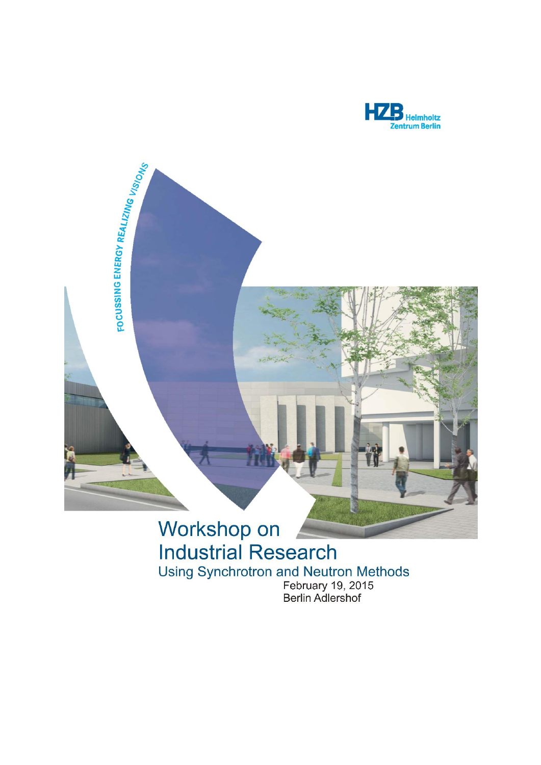HZB Helmholtz Zentrum Berlin

FOCUSSING ENERGY REALIZING VISIONS

# Workshop on Industrial Research

## Using Synchrotron and Neutron Methods

February 19, 2015

Berlin Adlershof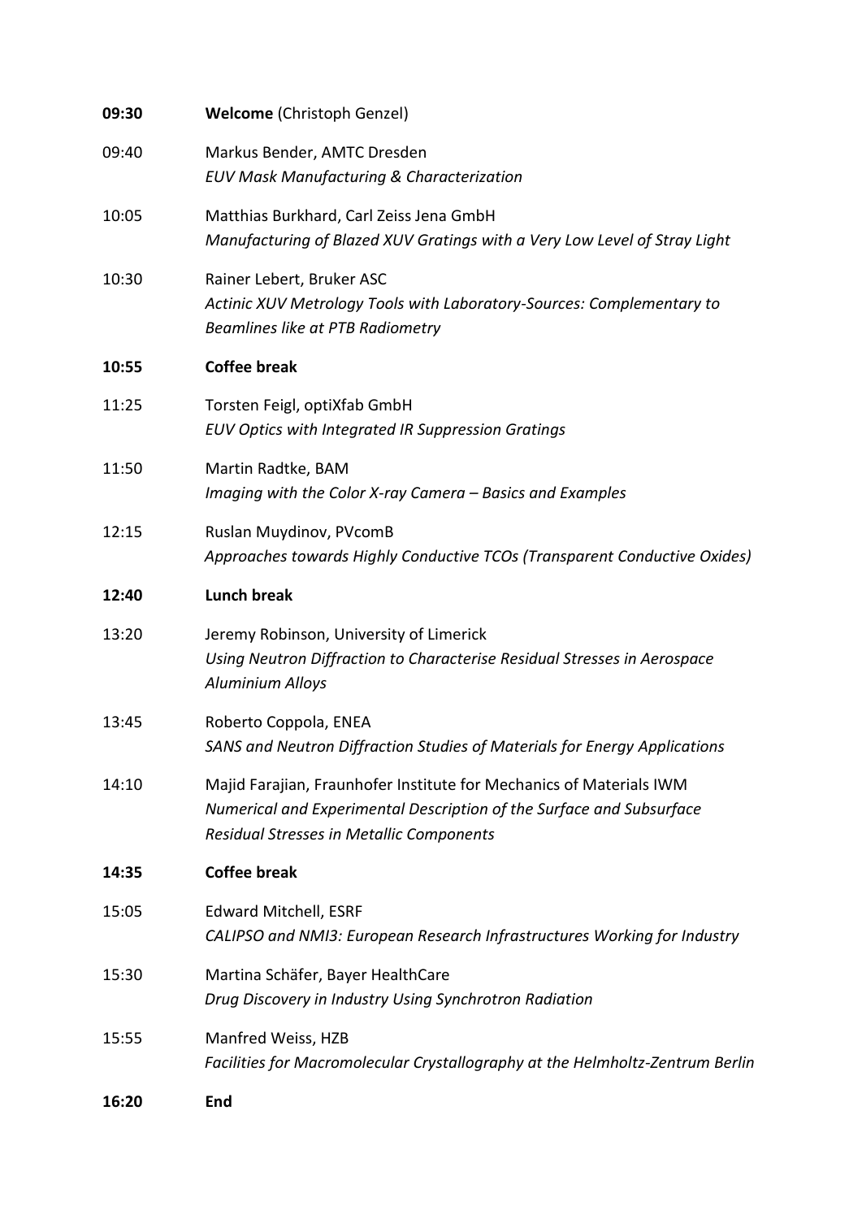| | |
|---|---|
| **09:30** | **Welcome** (Christoph Genzel) |
| 09:40 | Markus Bender, AMTC Dresden<br>*EUV Mask Manufacturing & Characterization* |
| 10:05 | Matthias Burkhard, Carl Zeiss Jena GmbH<br>*Manufacturing of Blazed XUV Gratings with a Very Low Level of Stray Light* |
| 10:30 | Rainer Lebert, Bruker ASC<br>*Actinic XUV Metrology Tools with Laboratory-Sources: Complementary to Beamlines like at PTB Radiometry* |
| **10:55** | **Coffee break** |
| 11:25 | Torsten Feigl, optiXfab GmbH<br>*EUV Optics with Integrated IR Suppression Gratings* |
| 11:50 | Martin Radtke, BAM<br>*Imaging with the Color X-ray Camera – Basics and Examples* |
| 12:15 | Ruslan Muydinov, PVcomB<br>*Approaches towards Highly Conductive TCOs (Transparent Conductive Oxides)* |
| **12:40** | **Lunch break** |
| 13:20 | Jeremy Robinson, University of Limerick<br>*Using Neutron Diffraction to Characterise Residual Stresses in Aerospace Aluminium Alloys* |
| 13:45 | Roberto Coppola, ENEA<br>*SANS and Neutron Diffraction Studies of Materials for Energy Applications* |
| 14:10 | Majid Farajian, Fraunhofer Institute for Mechanics of Materials IWM<br>*Numerical and Experimental Description of the Surface and Subsurface Residual Stresses in Metallic Components* |
| **14:35** | **Coffee break** |
| 15:05 | Edward Mitchell, ESRF<br>*CALIPSO and NMI3: European Research Infrastructures Working for Industry* |
| 15:30 | Martina Schäfer, Bayer HealthCare<br>*Drug Discovery in Industry Using Synchrotron Radiation* |
| 15:55 | Manfred Weiss, HZB<br>*Facilities for Macromolecular Crystallography at the Helmholtz-Zentrum Berlin* |
| **16:20** | **End** |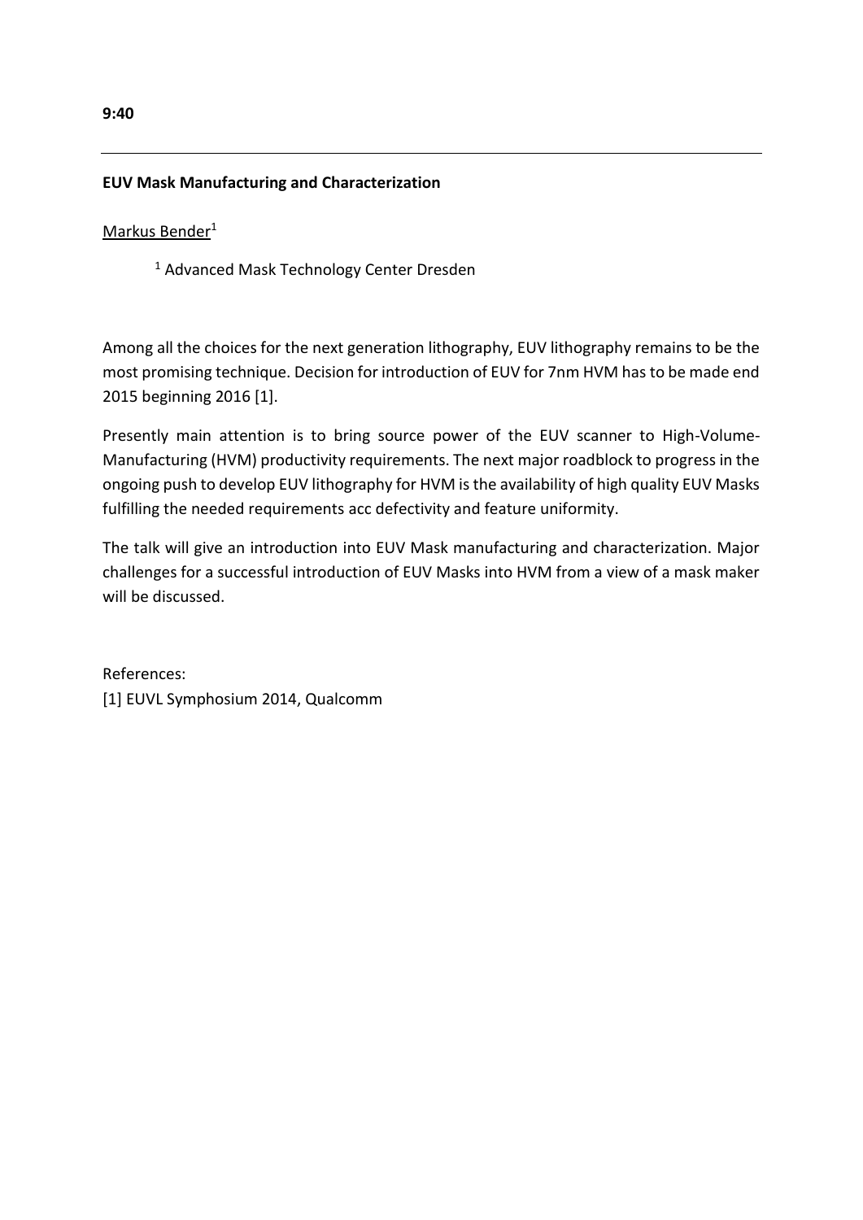**9:40**

---

**EUV Mask Manufacturing and Characterization**

Markus Bender[1]

[1] Advanced Mask Technology Center Dresden

Among all the choices for the next generation lithography, EUV lithography remains to be the most promising technique. Decision for introduction of EUV for 7nm HVM has to be made end 2015 beginning 2016 [1].

Presently main attention is to bring source power of the EUV scanner to High-Volume-Manufacturing (HVM) productivity requirements. The next major roadblock to progress in the ongoing push to develop EUV lithography for HVM is the availability of high quality EUV Masks fulfilling the needed requirements acc defectivity and feature uniformity.

The talk will give an introduction into EUV Mask manufacturing and characterization. Major challenges for a successful introduction of EUV Masks into HVM from a view of a mask maker will be discussed.

References:
[1] EUVL Symphosium 2014, Qualcomm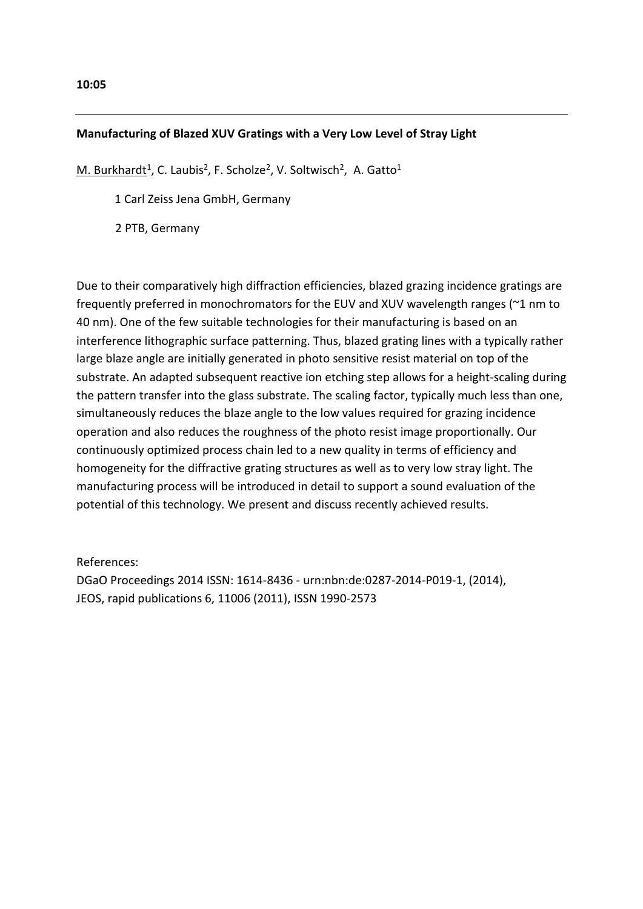**10:05**

---

**Manufacturing of Blazed XUV Gratings with a Very Low Level of Stray Light**

M. Burkhardt[1], C. Laubis[2], F. Scholze[2], V. Soltwisch[2], A. Gatto[1]

1 Carl Zeiss Jena GmbH, Germany

2 PTB, Germany

Due to their comparatively high diffraction efficiencies, blazed grazing incidence gratings are frequently preferred in monochromators for the EUV and XUV wavelength ranges (~1 nm to 40 nm). One of the few suitable technologies for their manufacturing is based on an interference lithographic surface patterning. Thus, blazed grating lines with a typically rather large blaze angle are initially generated in photo sensitive resist material on top of the substrate. An adapted subsequent reactive ion etching step allows for a height-scaling during the pattern transfer into the glass substrate. The scaling factor, typically much less than one, simultaneously reduces the blaze angle to the low values required for grazing incidence operation and also reduces the roughness of the photo resist image proportionally. Our continuously optimized process chain led to a new quality in terms of efficiency and homogeneity for the diffractive grating structures as well as to very low stray light. The manufacturing process will be introduced in detail to support a sound evaluation of the potential of this technology. We present and discuss recently achieved results.

References:
DGaO Proceedings 2014 ISSN: 1614-8436 - urn:nbn:de:0287-2014-P019-1, (2014),
JEOS, rapid publications 6, 11006 (2011), ISSN 1990-2573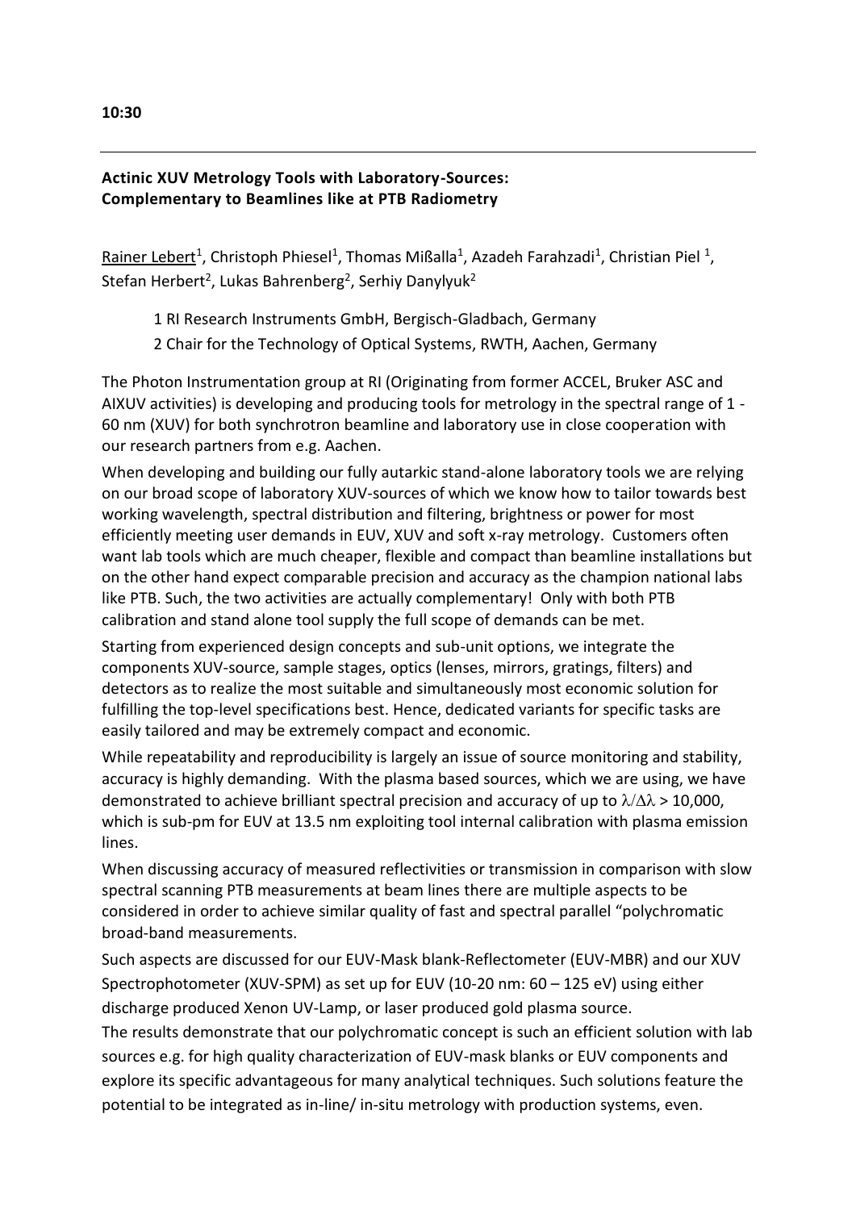**10:30**

---

**Actinic XUV Metrology Tools with Laboratory-Sources: Complementary to Beamlines like at PTB Radiometry**

Rainer Lebert[1], Christoph Phiesel[1], Thomas Mißalla[1], Azadeh Farahzadi[1], Christian Piel [1], Stefan Herbert[2], Lukas Bahrenberg[2], Serhiy Danylyuk[2]

1 RI Research Instruments GmbH, Bergisch-Gladbach, Germany
2 Chair for the Technology of Optical Systems, RWTH, Aachen, Germany

The Photon Instrumentation group at RI (Originating from former ACCEL, Bruker ASC and AIXUV activities) is developing and producing tools for metrology in the spectral range of 1 - 60 nm (XUV) for both synchrotron beamline and laboratory use in close cooperation with our research partners from e.g. Aachen.

When developing and building our fully autarkic stand-alone laboratory tools we are relying on our broad scope of laboratory XUV-sources of which we know how to tailor towards best working wavelength, spectral distribution and filtering, brightness or power for most efficiently meeting user demands in EUV, XUV and soft x-ray metrology. Customers often want lab tools which are much cheaper, flexible and compact than beamline installations but on the other hand expect comparable precision and accuracy as the champion national labs like PTB. Such, the two activities are actually complementary! Only with both PTB calibration and stand alone tool supply the full scope of demands can be met.

Starting from experienced design concepts and sub-unit options, we integrate the components XUV-source, sample stages, optics (lenses, mirrors, gratings, filters) and detectors as to realize the most suitable and simultaneously most economic solution for fulfilling the top-level specifications best. Hence, dedicated variants for specific tasks are easily tailored and may be extremely compact and economic.

While repeatability and reproducibility is largely an issue of source monitoring and stability, accuracy is highly demanding. With the plasma based sources, which we are using, we have demonstrated to achieve brilliant spectral precision and accuracy of up to $\lambda/\Delta\lambda > 10{,}000$, which is sub-pm for EUV at 13.5 nm exploiting tool internal calibration with plasma emission lines.

When discussing accuracy of measured reflectivities or transmission in comparison with slow spectral scanning PTB measurements at beam lines there are multiple aspects to be considered in order to achieve similar quality of fast and spectral parallel "polychromatic broad-band measurements.

Such aspects are discussed for our EUV-Mask blank-Reflectometer (EUV-MBR) and our XUV Spectrophotometer (XUV-SPM) as set up for EUV (10-20 nm: 60 – 125 eV) using either discharge produced Xenon UV-Lamp, or laser produced gold plasma source.

The results demonstrate that our polychromatic concept is such an efficient solution with lab sources e.g. for high quality characterization of EUV-mask blanks or EUV components and explore its specific advantageous for many analytical techniques. Such solutions feature the potential to be integrated as in-line/ in-situ metrology with production systems, even.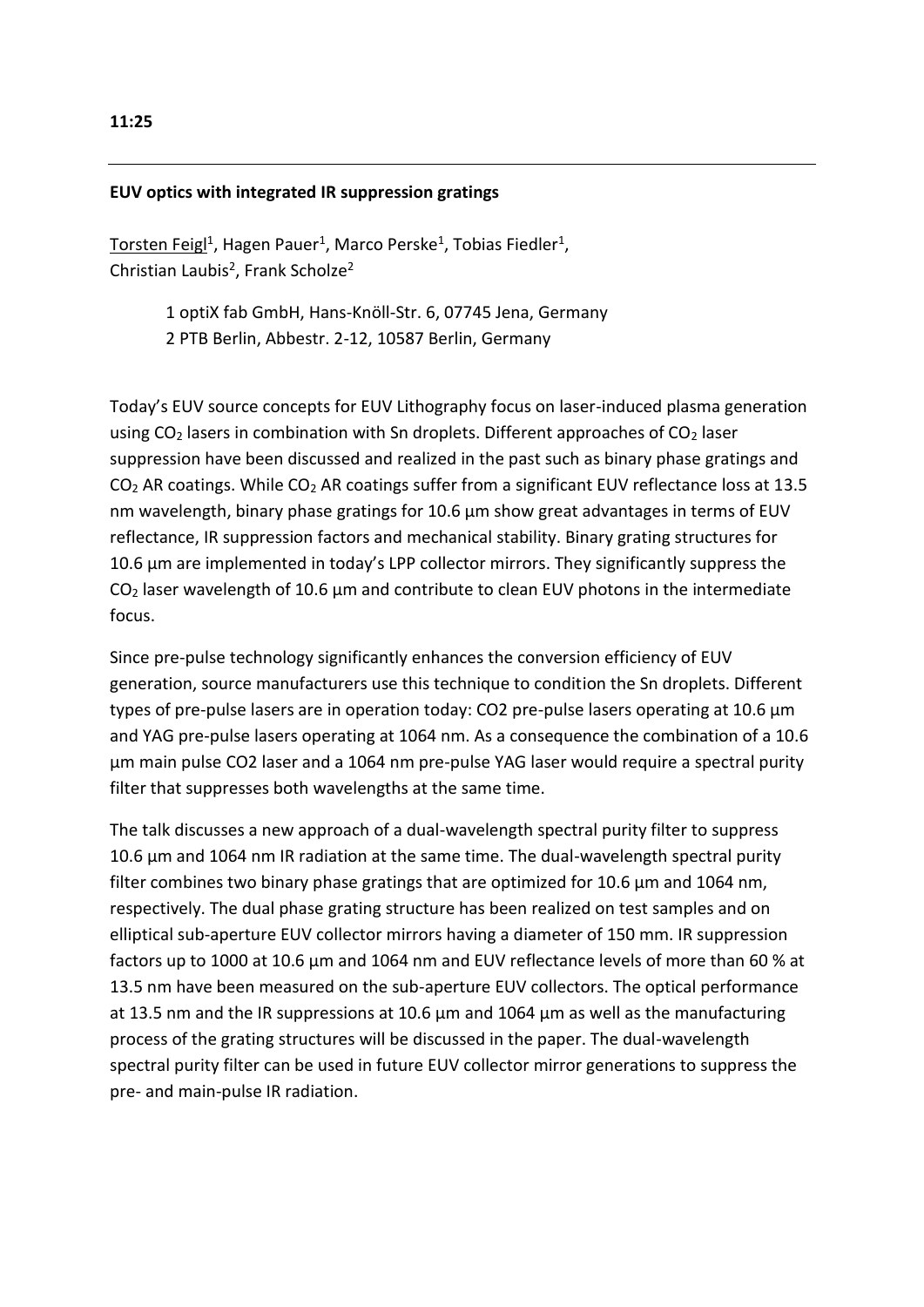**11:25**

---

**EUV optics with integrated IR suppression gratings**

Torsten Feigl[1], Hagen Pauer[1], Marco Perske[1], Tobias Fiedler[1], Christian Laubis[2], Frank Scholze[2]

1 optiX fab GmbH, Hans-Knöll-Str. 6, 07745 Jena, Germany
2 PTB Berlin, Abbestr. 2-12, 10587 Berlin, Germany

Today's EUV source concepts for EUV Lithography focus on laser-induced plasma generation using $CO_2$ lasers in combination with Sn droplets. Different approaches of $CO_2$ laser suppression have been discussed and realized in the past such as binary phase gratings and $CO_2$ AR coatings. While $CO_2$ AR coatings suffer from a significant EUV reflectance loss at 13.5 nm wavelength, binary phase gratings for 10.6 µm show great advantages in terms of EUV reflectance, IR suppression factors and mechanical stability. Binary grating structures for 10.6 µm are implemented in today's LPP collector mirrors. They significantly suppress the $CO_2$ laser wavelength of 10.6 µm and contribute to clean EUV photons in the intermediate focus.

Since pre-pulse technology significantly enhances the conversion efficiency of EUV generation, source manufacturers use this technique to condition the Sn droplets. Different types of pre-pulse lasers are in operation today: CO2 pre-pulse lasers operating at 10.6 µm and YAG pre-pulse lasers operating at 1064 nm. As a consequence the combination of a 10.6 µm main pulse CO2 laser and a 1064 nm pre-pulse YAG laser would require a spectral purity filter that suppresses both wavelengths at the same time.

The talk discusses a new approach of a dual-wavelength spectral purity filter to suppress 10.6 µm and 1064 nm IR radiation at the same time. The dual-wavelength spectral purity filter combines two binary phase gratings that are optimized for 10.6 µm and 1064 nm, respectively. The dual phase grating structure has been realized on test samples and on elliptical sub-aperture EUV collector mirrors having a diameter of 150 mm. IR suppression factors up to 1000 at 10.6 µm and 1064 nm and EUV reflectance levels of more than 60 % at 13.5 nm have been measured on the sub-aperture EUV collectors. The optical performance at 13.5 nm and the IR suppressions at 10.6 µm and 1064 µm as well as the manufacturing process of the grating structures will be discussed in the paper. The dual-wavelength spectral purity filter can be used in future EUV collector mirror generations to suppress the pre- and main-pulse IR radiation.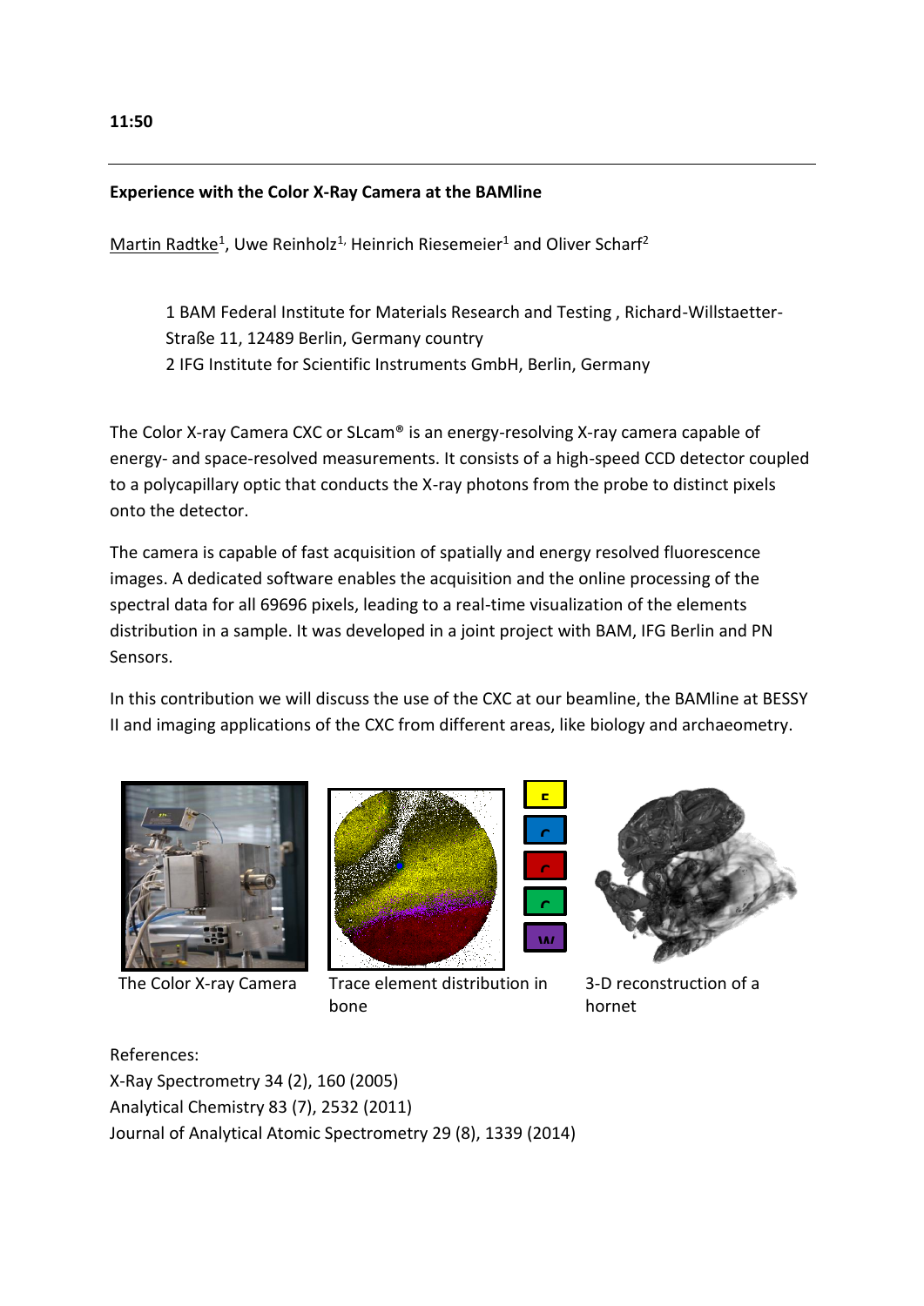11:50

---

**Experience with the Color X-Ray Camera at the BAMline**

Martin Radtke[1], Uwe Reinholz[1], Heinrich Riesemeier[1] and Oliver Scharf[2]

> 1 BAM Federal Institute for Materials Research and Testing , Richard-Willstaetter-Straße 11, 12489 Berlin, Germany country
> 2 IFG Institute for Scientific Instruments GmbH, Berlin, Germany

The Color X-ray Camera CXC or SLcam® is an energy-resolving X-ray camera capable of energy- and space-resolved measurements. It consists of a high-speed CCD detector coupled to a polycapillary optic that conducts the X-ray photons from the probe to distinct pixels onto the detector.

The camera is capable of fast acquisition of spatially and energy resolved fluorescence images. A dedicated software enables the acquisition and the online processing of the spectral data for all 69696 pixels, leading to a real-time visualization of the elements distribution in a sample. It was developed in a joint project with BAM, IFG Berlin and PN Sensors.

In this contribution we will discuss the use of the CXC at our beamline, the BAMline at BESSY II and imaging applications of the CXC from different areas, like biology and archaeometry.

The Color X-ray Camera

Trace element distribution in bone

3-D reconstruction of a hornet

References:
X-Ray Spectrometry 34 (2), 160 (2005)
Analytical Chemistry 83 (7), 2532 (2011)
Journal of Analytical Atomic Spectrometry 29 (8), 1339 (2014)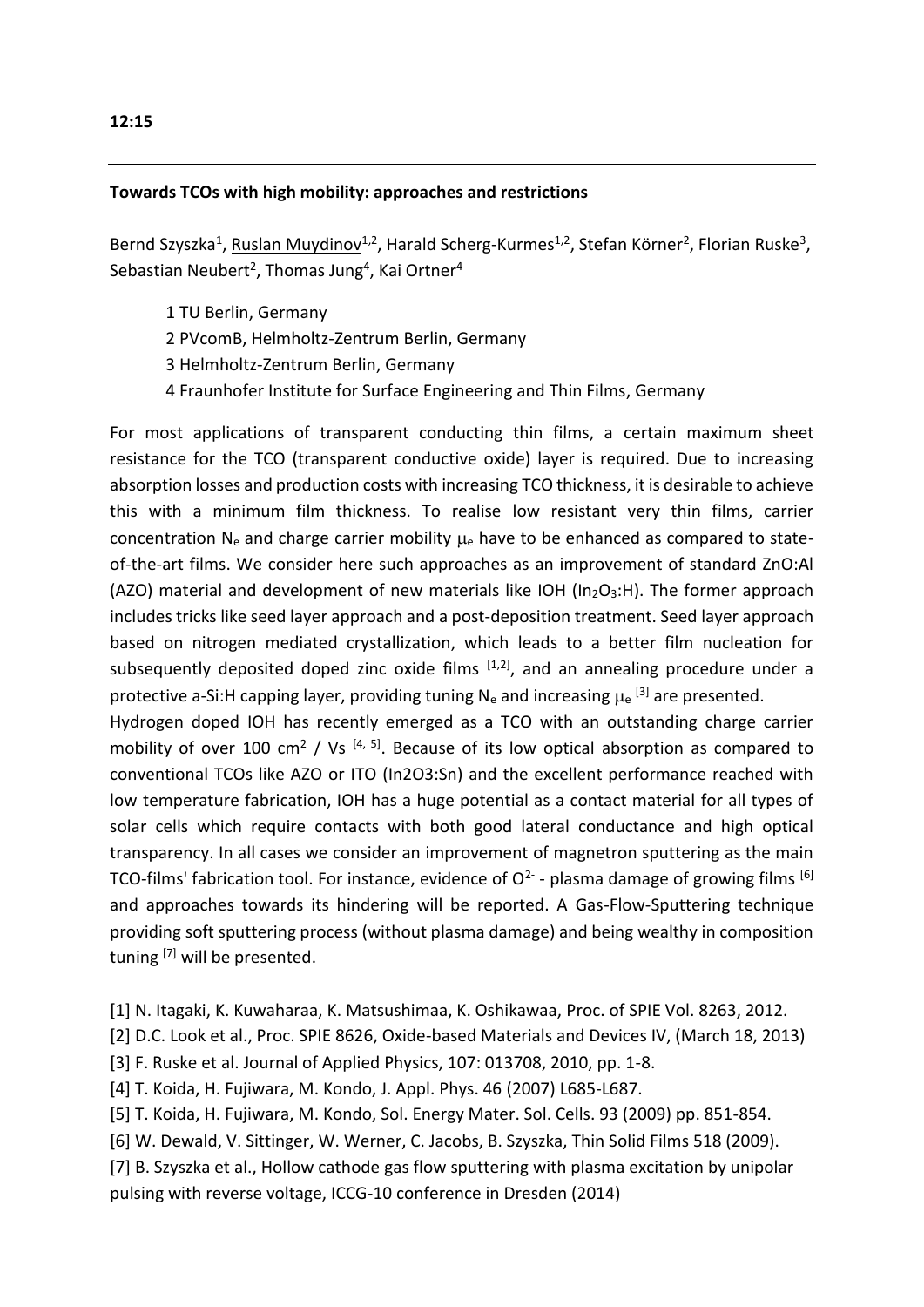**12:15**

---

**Towards TCOs with high mobility: approaches and restrictions**

Bernd Szyszka[1], Ruslan Muydinov[1,2], Harald Scherg-Kurmes[1,2], Stefan Körner[2], Florian Ruske[3], Sebastian Neubert[2], Thomas Jung[4], Kai Ortner[4]

1 TU Berlin, Germany
2 PVcomB, Helmholtz-Zentrum Berlin, Germany
3 Helmholtz-Zentrum Berlin, Germany
4 Fraunhofer Institute for Surface Engineering and Thin Films, Germany

For most applications of transparent conducting thin films, a certain maximum sheet resistance for the TCO (transparent conductive oxide) layer is required. Due to increasing absorption losses and production costs with increasing TCO thickness, it is desirable to achieve this with a minimum film thickness. To realise low resistant very thin films, carrier concentration $N_e$ and charge carrier mobility $\mu_e$ have to be enhanced as compared to state-of-the-art films. We consider here such approaches as an improvement of standard ZnO:Al (AZO) material and development of new materials like IOH ($In_2O_3$:H). The former approach includes tricks like seed layer approach and a post-deposition treatment. Seed layer approach based on nitrogen mediated crystallization, which leads to a better film nucleation for subsequently deposited doped zinc oxide films [1,2], and an annealing procedure under a protective a-Si:H capping layer, providing tuning $N_e$ and increasing $\mu_e$ [3] are presented.
Hydrogen doped IOH has recently emerged as a TCO with an outstanding charge carrier mobility of over 100 $cm^2$ / Vs [4, 5]. Because of its low optical absorption as compared to conventional TCOs like AZO or ITO (In2O3:Sn) and the excellent performance reached with low temperature fabrication, IOH has a huge potential as a contact material for all types of solar cells which require contacts with both good lateral conductance and high optical transparency. In all cases we consider an improvement of magnetron sputtering as the main TCO-films' fabrication tool. For instance, evidence of $O^{2-}$ - plasma damage of growing films [6] and approaches towards its hindering will be reported. A Gas-Flow-Sputtering technique providing soft sputtering process (without plasma damage) and being wealthy in composition tuning [7] will be presented.

[1] N. Itagaki, K. Kuwaharaa, K. Matsushimaa, K. Oshikawaa, Proc. of SPIE Vol. 8263, 2012.
[2] D.C. Look et al., Proc. SPIE 8626, Oxide-based Materials and Devices IV, (March 18, 2013)
[3] F. Ruske et al. Journal of Applied Physics, 107: 013708, 2010, pp. 1-8.
[4] T. Koida, H. Fujiwara, M. Kondo, J. Appl. Phys. 46 (2007) L685-L687.
[5] T. Koida, H. Fujiwara, M. Kondo, Sol. Energy Mater. Sol. Cells. 93 (2009) pp. 851-854.
[6] W. Dewald, V. Sittinger, W. Werner, C. Jacobs, B. Szyszka, Thin Solid Films 518 (2009).
[7] B. Szyszka et al., Hollow cathode gas flow sputtering with plasma excitation by unipolar pulsing with reverse voltage, ICCG-10 conference in Dresden (2014)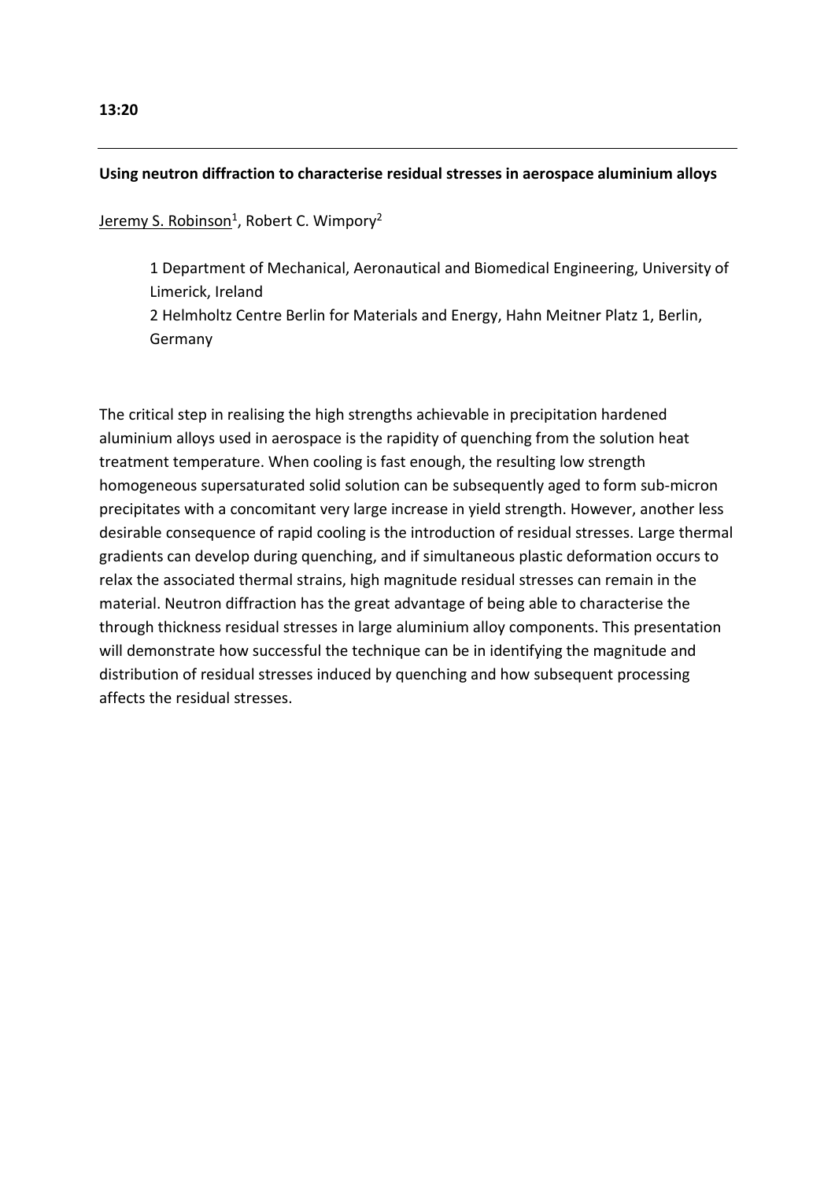**13:20**

---

**Using neutron diffraction to characterise residual stresses in aerospace aluminium alloys**

Jeremy S. Robinson[1], Robert C. Wimpory[2]

> 1 Department of Mechanical, Aeronautical and Biomedical Engineering, University of Limerick, Ireland
> 2 Helmholtz Centre Berlin for Materials and Energy, Hahn Meitner Platz 1, Berlin, Germany

The critical step in realising the high strengths achievable in precipitation hardened aluminium alloys used in aerospace is the rapidity of quenching from the solution heat treatment temperature. When cooling is fast enough, the resulting low strength homogeneous supersaturated solid solution can be subsequently aged to form sub-micron precipitates with a concomitant very large increase in yield strength. However, another less desirable consequence of rapid cooling is the introduction of residual stresses. Large thermal gradients can develop during quenching, and if simultaneous plastic deformation occurs to relax the associated thermal strains, high magnitude residual stresses can remain in the material. Neutron diffraction has the great advantage of being able to characterise the through thickness residual stresses in large aluminium alloy components. This presentation will demonstrate how successful the technique can be in identifying the magnitude and distribution of residual stresses induced by quenching and how subsequent processing affects the residual stresses.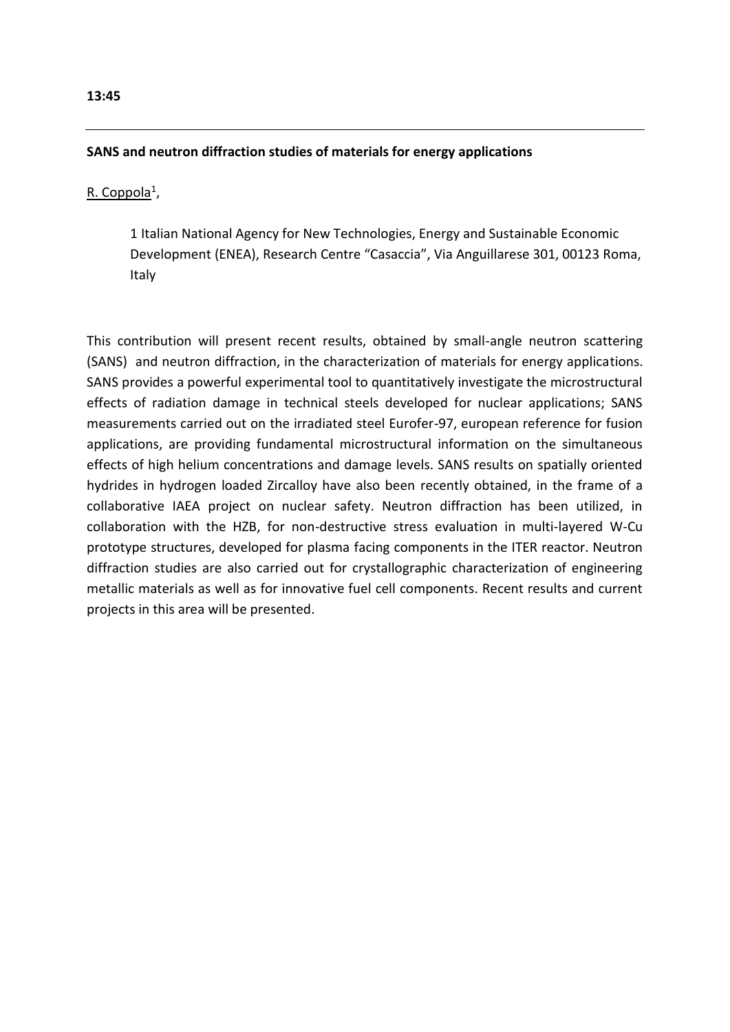**13:45**

---

**SANS and neutron diffraction studies of materials for energy applications**

R. Coppola[1],

1 Italian National Agency for New Technologies, Energy and Sustainable Economic Development (ENEA), Research Centre "Casaccia", Via Anguillarese 301, 00123 Roma, Italy

This contribution will present recent results, obtained by small-angle neutron scattering (SANS) and neutron diffraction, in the characterization of materials for energy applications. SANS provides a powerful experimental tool to quantitatively investigate the microstructural effects of radiation damage in technical steels developed for nuclear applications; SANS measurements carried out on the irradiated steel Eurofer-97, european reference for fusion applications, are providing fundamental microstructural information on the simultaneous effects of high helium concentrations and damage levels. SANS results on spatially oriented hydrides in hydrogen loaded Zircalloy have also been recently obtained, in the frame of a collaborative IAEA project on nuclear safety. Neutron diffraction has been utilized, in collaboration with the HZB, for non-destructive stress evaluation in multi-layered W-Cu prototype structures, developed for plasma facing components in the ITER reactor. Neutron diffraction studies are also carried out for crystallographic characterization of engineering metallic materials as well as for innovative fuel cell components. Recent results and current projects in this area will be presented.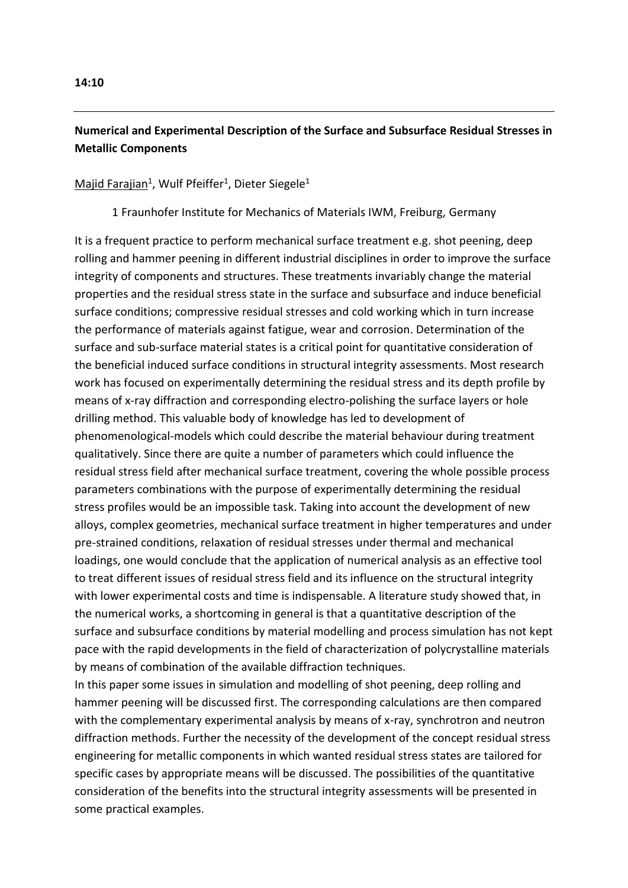**14:10**

---

**Numerical and Experimental Description of the Surface and Subsurface Residual Stresses in Metallic Components**

Majid Farajian[1], Wulf Pfeiffer[1], Dieter Siegele[1]

1 Fraunhofer Institute for Mechanics of Materials IWM, Freiburg, Germany

It is a frequent practice to perform mechanical surface treatment e.g. shot peening, deep rolling and hammer peening in different industrial disciplines in order to improve the surface integrity of components and structures. These treatments invariably change the material properties and the residual stress state in the surface and subsurface and induce beneficial surface conditions; compressive residual stresses and cold working which in turn increase the performance of materials against fatigue, wear and corrosion. Determination of the surface and sub-surface material states is a critical point for quantitative consideration of the beneficial induced surface conditions in structural integrity assessments. Most research work has focused on experimentally determining the residual stress and its depth profile by means of x-ray diffraction and corresponding electro-polishing the surface layers or hole drilling method. This valuable body of knowledge has led to development of phenomenological-models which could describe the material behaviour during treatment qualitatively. Since there are quite a number of parameters which could influence the residual stress field after mechanical surface treatment, covering the whole possible process parameters combinations with the purpose of experimentally determining the residual stress profiles would be an impossible task. Taking into account the development of new alloys, complex geometries, mechanical surface treatment in higher temperatures and under pre-strained conditions, relaxation of residual stresses under thermal and mechanical loadings, one would conclude that the application of numerical analysis as an effective tool to treat different issues of residual stress field and its influence on the structural integrity with lower experimental costs and time is indispensable. A literature study showed that, in the numerical works, a shortcoming in general is that a quantitative description of the surface and subsurface conditions by material modelling and process simulation has not kept pace with the rapid developments in the field of characterization of polycrystalline materials by means of combination of the available diffraction techniques.

In this paper some issues in simulation and modelling of shot peening, deep rolling and hammer peening will be discussed first. The corresponding calculations are then compared with the complementary experimental analysis by means of x-ray, synchrotron and neutron diffraction methods. Further the necessity of the development of the concept residual stress engineering for metallic components in which wanted residual stress states are tailored for specific cases by appropriate means will be discussed. The possibilities of the quantitative consideration of the benefits into the structural integrity assessments will be presented in some practical examples.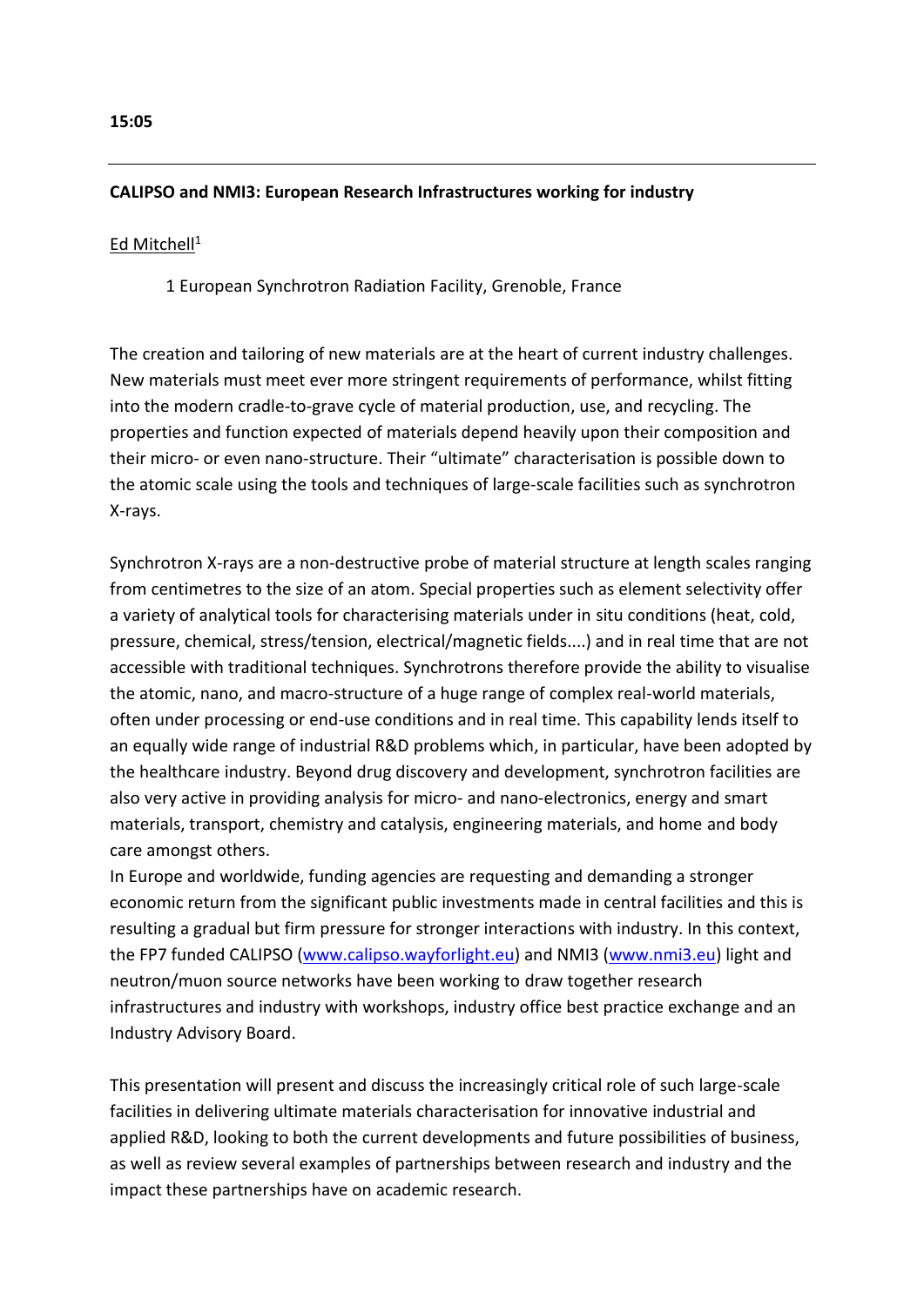**15:05**

---

**CALIPSO and NMI3: European Research Infrastructures working for industry**

Ed Mitchell[1]

1 European Synchrotron Radiation Facility, Grenoble, France

The creation and tailoring of new materials are at the heart of current industry challenges. New materials must meet ever more stringent requirements of performance, whilst fitting into the modern cradle-to-grave cycle of material production, use, and recycling. The properties and function expected of materials depend heavily upon their composition and their micro- or even nano-structure. Their "ultimate" characterisation is possible down to the atomic scale using the tools and techniques of large-scale facilities such as synchrotron X-rays.

Synchrotron X-rays are a non-destructive probe of material structure at length scales ranging from centimetres to the size of an atom. Special properties such as element selectivity offer a variety of analytical tools for characterising materials under in situ conditions (heat, cold, pressure, chemical, stress/tension, electrical/magnetic fields....) and in real time that are not accessible with traditional techniques. Synchrotrons therefore provide the ability to visualise the atomic, nano, and macro-structure of a huge range of complex real-world materials, often under processing or end-use conditions and in real time. This capability lends itself to an equally wide range of industrial R&D problems which, in particular, have been adopted by the healthcare industry. Beyond drug discovery and development, synchrotron facilities are also very active in providing analysis for micro- and nano-electronics, energy and smart materials, transport, chemistry and catalysis, engineering materials, and home and body care amongst others.
In Europe and worldwide, funding agencies are requesting and demanding a stronger economic return from the significant public investments made in central facilities and this is resulting a gradual but firm pressure for stronger interactions with industry. In this context, the FP7 funded CALIPSO (www.calipso.wayforlight.eu) and NMI3 (www.nmi3.eu) light and neutron/muon source networks have been working to draw together research infrastructures and industry with workshops, industry office best practice exchange and an Industry Advisory Board.

This presentation will present and discuss the increasingly critical role of such large-scale facilities in delivering ultimate materials characterisation for innovative industrial and applied R&D, looking to both the current developments and future possibilities of business, as well as review several examples of partnerships between research and industry and the impact these partnerships have on academic research.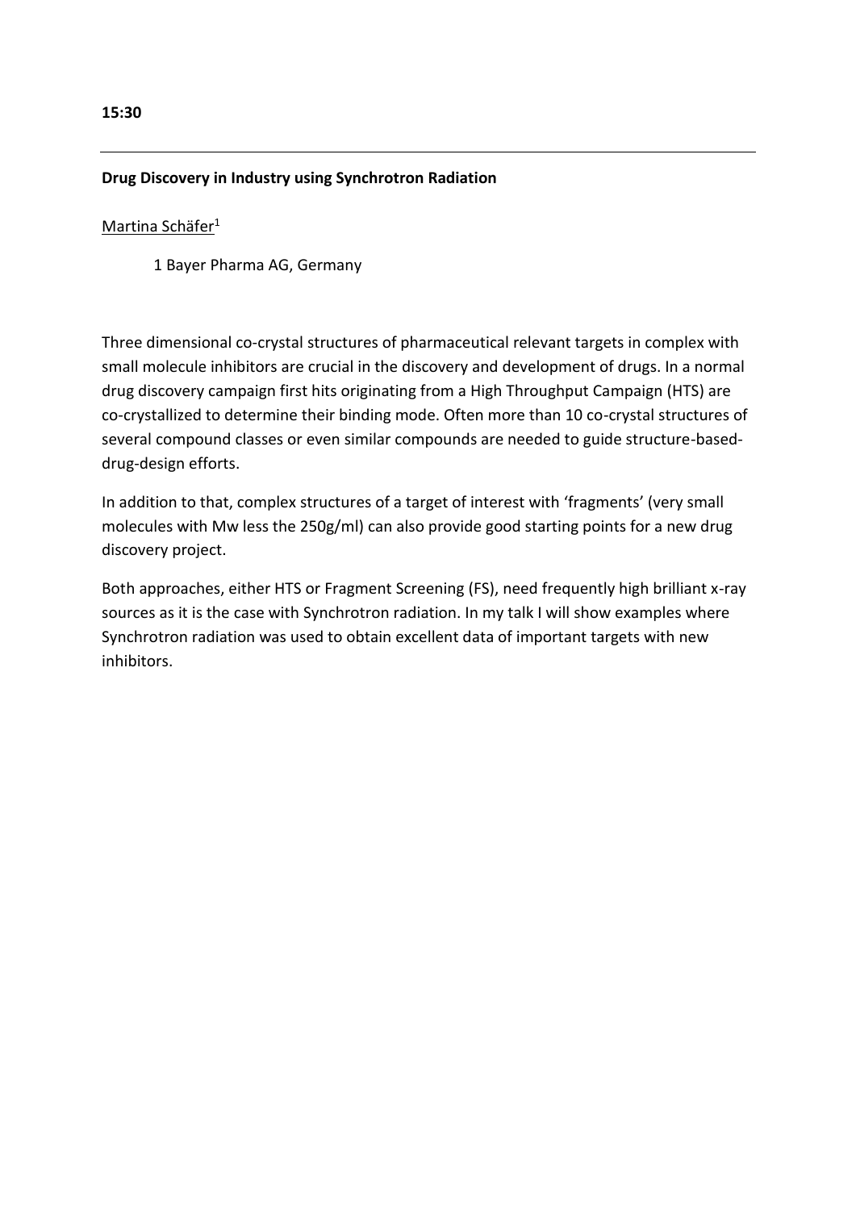**15:30**

---

**Drug Discovery in Industry using Synchrotron Radiation**

Martina Schäfer[1]

1 Bayer Pharma AG, Germany

Three dimensional co-crystal structures of pharmaceutical relevant targets in complex with small molecule inhibitors are crucial in the discovery and development of drugs. In a normal drug discovery campaign first hits originating from a High Throughput Campaign (HTS) are co-crystallized to determine their binding mode. Often more than 10 co-crystal structures of several compound classes or even similar compounds are needed to guide structure-based-drug-design efforts.

In addition to that, complex structures of a target of interest with 'fragments' (very small molecules with Mw less the 250g/ml) can also provide good starting points for a new drug discovery project.

Both approaches, either HTS or Fragment Screening (FS), need frequently high brilliant x-ray sources as it is the case with Synchrotron radiation. In my talk I will show examples where Synchrotron radiation was used to obtain excellent data of important targets with new inhibitors.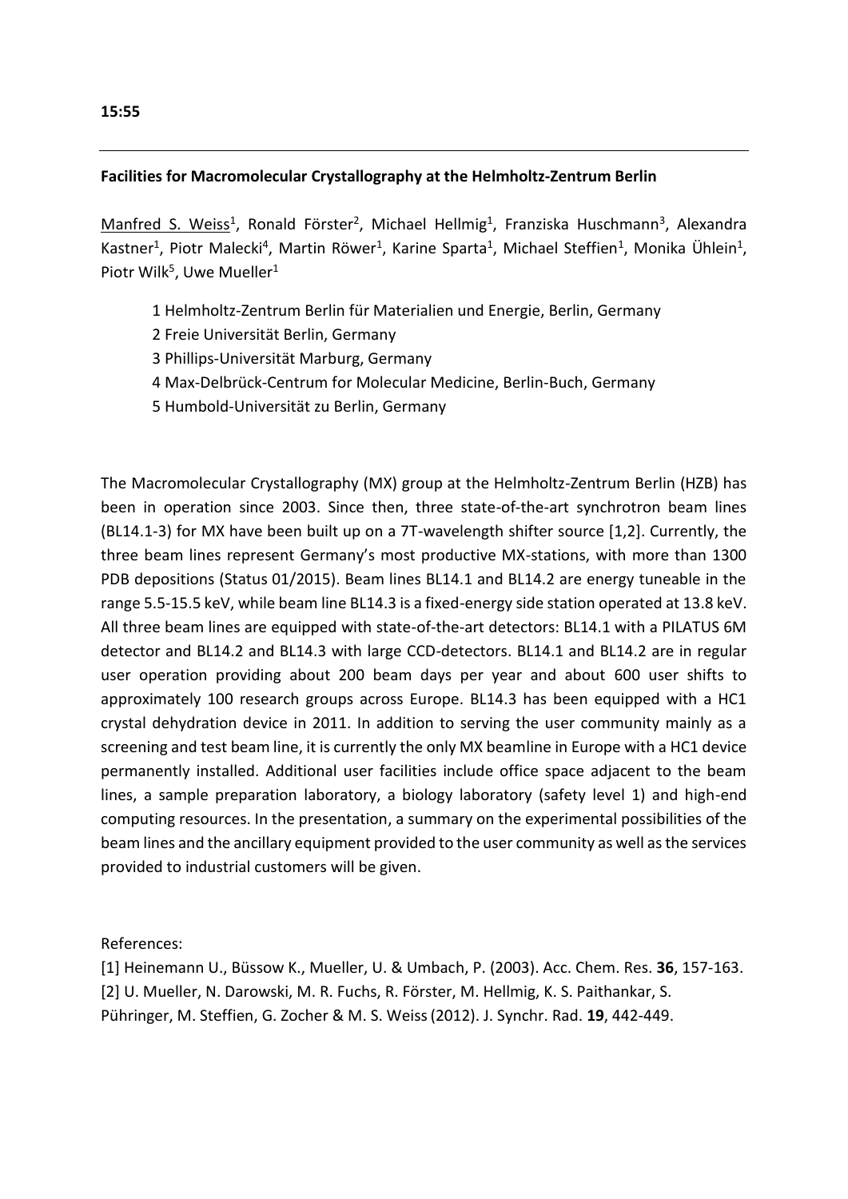15:55

---

**Facilities for Macromolecular Crystallography at the Helmholtz-Zentrum Berlin**

Manfred S. Weiss[1], Ronald Förster[2], Michael Hellmig[1], Franziska Huschmann[3], Alexandra Kastner[1], Piotr Malecki[4], Martin Röwer[1], Karine Sparta[1], Michael Steffien[1], Monika Ühlein[1], Piotr Wilk[5], Uwe Mueller[1]

1 Helmholtz-Zentrum Berlin für Materialien und Energie, Berlin, Germany
2 Freie Universität Berlin, Germany
3 Phillips-Universität Marburg, Germany
4 Max-Delbrück-Centrum for Molecular Medicine, Berlin-Buch, Germany
5 Humbold-Universität zu Berlin, Germany

The Macromolecular Crystallography (MX) group at the Helmholtz-Zentrum Berlin (HZB) has been in operation since 2003. Since then, three state-of-the-art synchrotron beam lines (BL14.1-3) for MX have been built up on a 7T-wavelength shifter source [1,2]. Currently, the three beam lines represent Germany's most productive MX-stations, with more than 1300 PDB depositions (Status 01/2015). Beam lines BL14.1 and BL14.2 are energy tuneable in the range 5.5-15.5 keV, while beam line BL14.3 is a fixed-energy side station operated at 13.8 keV. All three beam lines are equipped with state-of-the-art detectors: BL14.1 with a PILATUS 6M detector and BL14.2 and BL14.3 with large CCD-detectors. BL14.1 and BL14.2 are in regular user operation providing about 200 beam days per year and about 600 user shifts to approximately 100 research groups across Europe. BL14.3 has been equipped with a HC1 crystal dehydration device in 2011. In addition to serving the user community mainly as a screening and test beam line, it is currently the only MX beamline in Europe with a HC1 device permanently installed. Additional user facilities include office space adjacent to the beam lines, a sample preparation laboratory, a biology laboratory (safety level 1) and high-end computing resources. In the presentation, a summary on the experimental possibilities of the beam lines and the ancillary equipment provided to the user community as well as the services provided to industrial customers will be given.

References:

[1] Heinemann U., Büssow K., Mueller, U. & Umbach, P. (2003). Acc. Chem. Res. **36**, 157-163.
[2] U. Mueller, N. Darowski, M. R. Fuchs, R. Förster, M. Hellmig, K. S. Paithankar, S. Pühringer, M. Steffien, G. Zocher & M. S. Weiss (2012). J. Synchr. Rad. **19**, 442-449.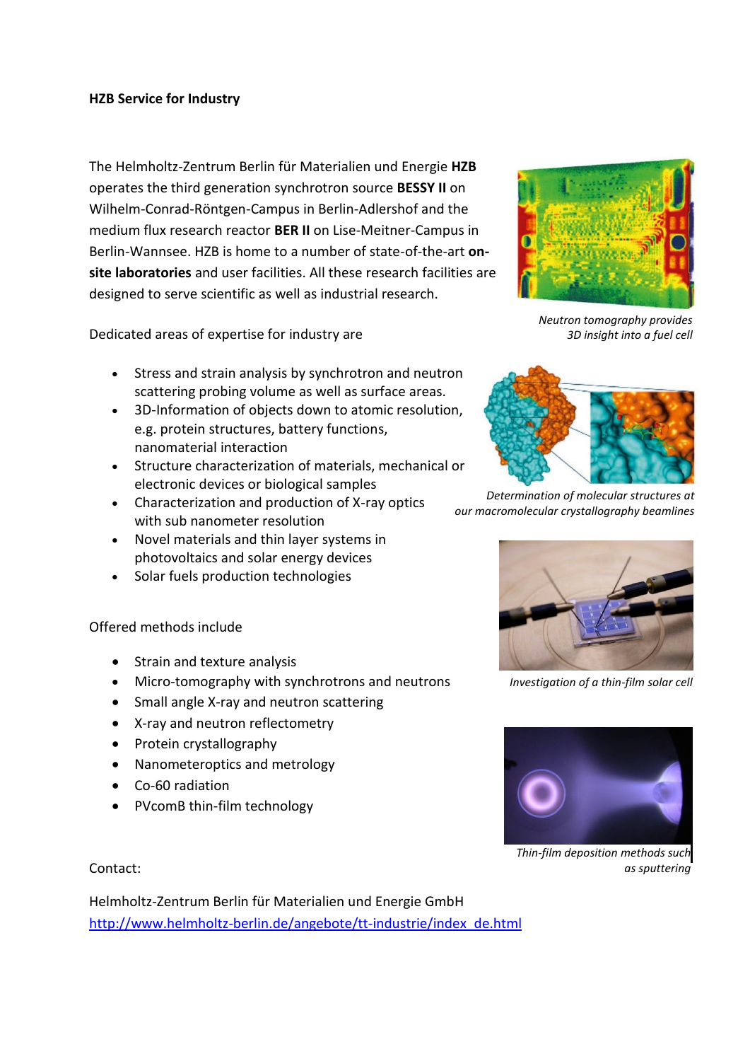**HZB Service for Industry**

The Helmholtz-Zentrum Berlin für Materialien und Energie **HZB** operates the third generation synchrotron source **BESSY II** on Wilhelm-Conrad-Röntgen-Campus in Berlin-Adlershof and the medium flux research reactor **BER II** on Lise-Meitner-Campus in Berlin-Wannsee. HZB is home to a number of state-of-the-art **on-site laboratories** and user facilities. All these research facilities are designed to serve scientific as well as industrial research.

*Neutron tomography provides 3D insight into a fuel cell*

Dedicated areas of expertise for industry are

- Stress and strain analysis by synchrotron and neutron scattering probing volume as well as surface areas.
- 3D-Information of objects down to atomic resolution, e.g. protein structures, battery functions, nanomaterial interaction
- Structure characterization of materials, mechanical or electronic devices or biological samples
- Characterization and production of X-ray optics with sub nanometer resolution
- Novel materials and thin layer systems in photovoltaics and solar energy devices
- Solar fuels production technologies

*Determination of molecular structures at our macromolecular crystallography beamlines*

Offered methods include

- Strain and texture analysis
- Micro-tomography with synchrotrons and neutrons
- Small angle X-ray and neutron scattering
- X-ray and neutron reflectometry
- Protein crystallography
- Nanometeroptics and metrology
- Co-60 radiation
- PVcomB thin-film technology

*Investigation of a thin-film solar cell*

*Thin-film deposition methods such as sputtering*

Contact:

Helmholtz-Zentrum Berlin für Materialien und Energie GmbH
http://www.helmholtz-berlin.de/angebote/tt-industrie/index_de.html